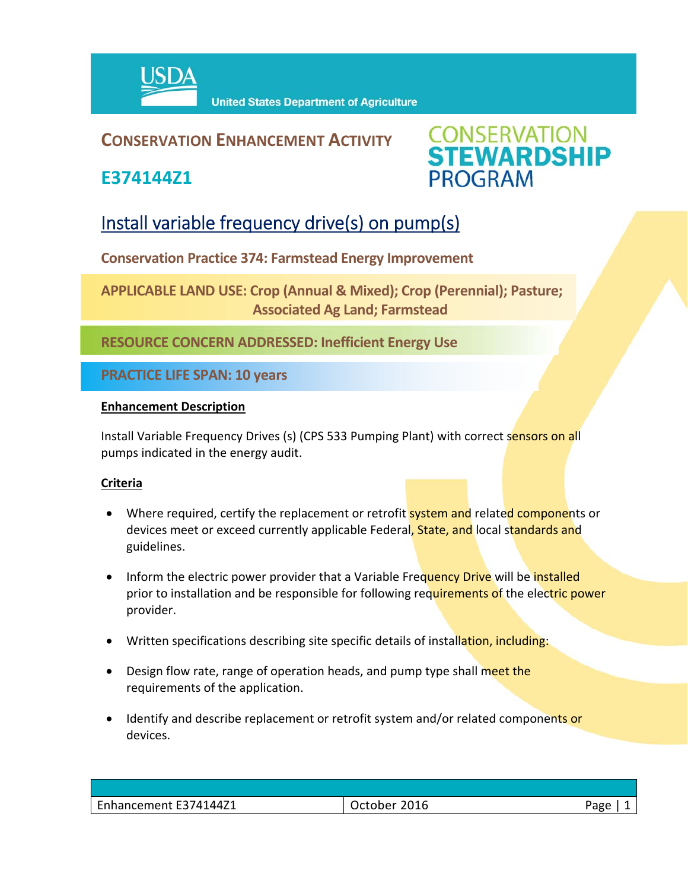USDA United States Department of Agriculture

# CONSERVATION ENHANCEMENT ACTIVITY

## E374144Z1

CONSERVATION STEWARDSHIP PROGRAM

# Install variable frequency drive(s) on pump(s)

**Conservation Practice 374: Farmstead Energy Improvement**

**APPLICABLE LAND USE: Crop (Annual & Mixed); Crop (Perennial); Pasture; Associated Ag Land; Farmstead**

**RESOURCE CONCERN ADDRESSED: Inefficient Energy Use**

**PRACTICE LIFE SPAN: 10 years**

**Enhancement Description**

Install Variable Frequency Drives (s) (CPS 533 Pumping Plant) with correct sensors on all pumps indicated in the energy audit.

**Criteria**

- Where required, certify the replacement or retrofit system and related components or devices meet or exceed currently applicable Federal, State, and local standards and guidelines.
- Inform the electric power provider that a Variable Frequency Drive will be installed prior to installation and be responsible for following requirements of the electric power provider.
- Written specifications describing site specific details of installation, including:
- Design flow rate, range of operation heads, and pump type shall meet the requirements of the application.
- Identify and describe replacement or retrofit system and/or related components or devices.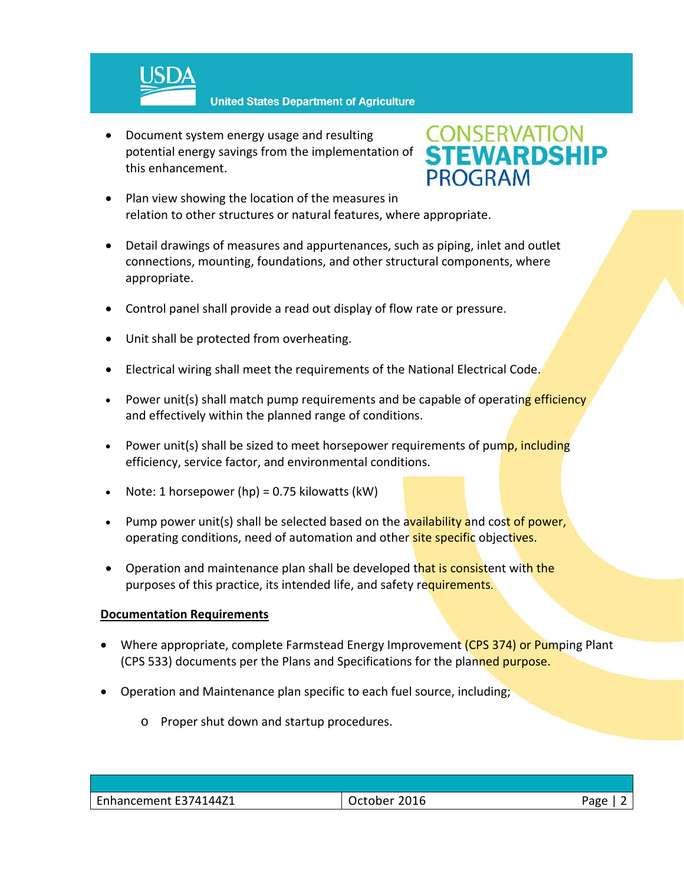- Document system energy usage and resulting potential energy savings from the implementation of this enhancement.
- Plan view showing the location of the measures in relation to other structures or natural features, where appropriate.
- Detail drawings of measures and appurtenances, such as piping, inlet and outlet connections, mounting, foundations, and other structural components, where appropriate.
- Control panel shall provide a read out display of flow rate or pressure.
- Unit shall be protected from overheating.
- Electrical wiring shall meet the requirements of the National Electrical Code.
- Power unit(s) shall match pump requirements and be capable of operating efficiency and effectively within the planned range of conditions.
- Power unit(s) shall be sized to meet horsepower requirements of pump, including efficiency, service factor, and environmental conditions.
- Note: 1 horsepower (hp) = 0.75 kilowatts (kW)
- Pump power unit(s) shall be selected based on the availability and cost of power, operating conditions, need of automation and other site specific objectives.
- Operation and maintenance plan shall be developed that is consistent with the purposes of this practice, its intended life, and safety requirements.

**Documentation Requirements**

- Where appropriate, complete Farmstead Energy Improvement (CPS 374) or Pumping Plant (CPS 533) documents per the Plans and Specifications for the planned purpose.
- Operation and Maintenance plan specific to each fuel source, including;
  - Proper shut down and startup procedures.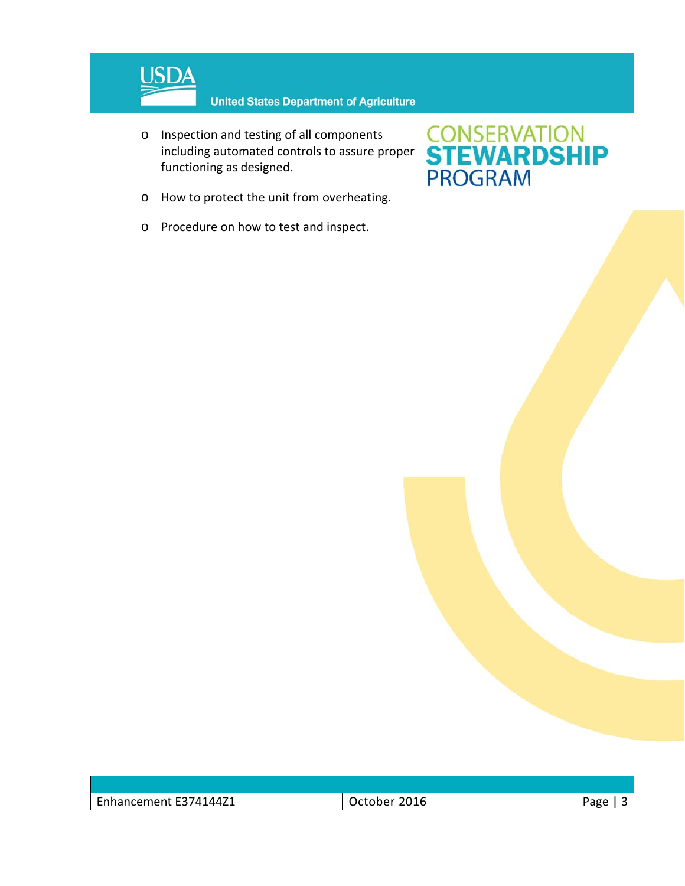- Inspection and testing of all components including automated controls to assure proper functioning as designed.
- How to protect the unit from overheating.
- Procedure on how to test and inspect.